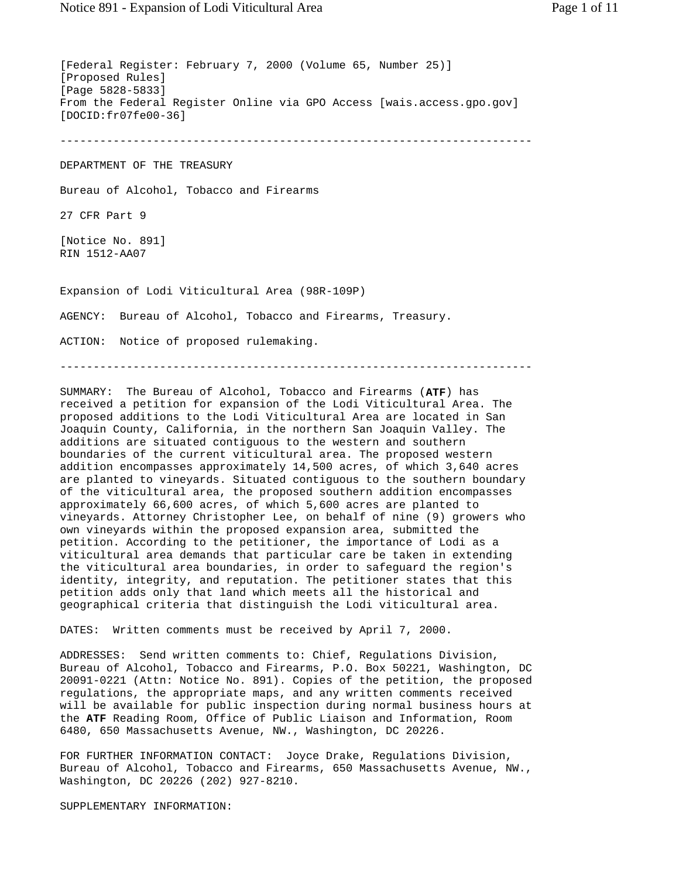[Federal Register: February 7, 2000 (Volume 65, Number 25)]
[Proposed Rules]
[Page 5828-5833]
From the Federal Register Online via GPO Access [wais.access.gpo.gov]
[DOCID:fr07fe00-36]

---

DEPARTMENT OF THE TREASURY

Bureau of Alcohol, Tobacco and Firearms

27 CFR Part 9

[Notice No. 891]
RIN 1512-AA07

Expansion of Lodi Viticultural Area (98R-109P)

AGENCY: Bureau of Alcohol, Tobacco and Firearms, Treasury.

ACTION: Notice of proposed rulemaking.

---

SUMMARY: The Bureau of Alcohol, Tobacco and Firearms (**ATF**) has received a petition for expansion of the Lodi Viticultural Area. The proposed additions to the Lodi Viticultural Area are located in San Joaquin County, California, in the northern San Joaquin Valley. The additions are situated contiguous to the western and southern boundaries of the current viticultural area. The proposed western addition encompasses approximately 14,500 acres, of which 3,640 acres are planted to vineyards. Situated contiguous to the southern boundary of the viticultural area, the proposed southern addition encompasses approximately 66,600 acres, of which 5,600 acres are planted to vineyards. Attorney Christopher Lee, on behalf of nine (9) growers who own vineyards within the proposed expansion area, submitted the petition. According to the petitioner, the importance of Lodi as a viticultural area demands that particular care be taken in extending the viticultural area boundaries, in order to safeguard the region's identity, integrity, and reputation. The petitioner states that this petition adds only that land which meets all the historical and geographical criteria that distinguish the Lodi viticultural area.

DATES: Written comments must be received by April 7, 2000.

ADDRESSES: Send written comments to: Chief, Regulations Division, Bureau of Alcohol, Tobacco and Firearms, P.O. Box 50221, Washington, DC 20091-0221 (Attn: Notice No. 891). Copies of the petition, the proposed regulations, the appropriate maps, and any written comments received will be available for public inspection during normal business hours at the **ATF** Reading Room, Office of Public Liaison and Information, Room 6480, 650 Massachusetts Avenue, NW., Washington, DC 20226.

FOR FURTHER INFORMATION CONTACT: Joyce Drake, Regulations Division, Bureau of Alcohol, Tobacco and Firearms, 650 Massachusetts Avenue, NW., Washington, DC 20226 (202) 927-8210.

SUPPLEMENTARY INFORMATION: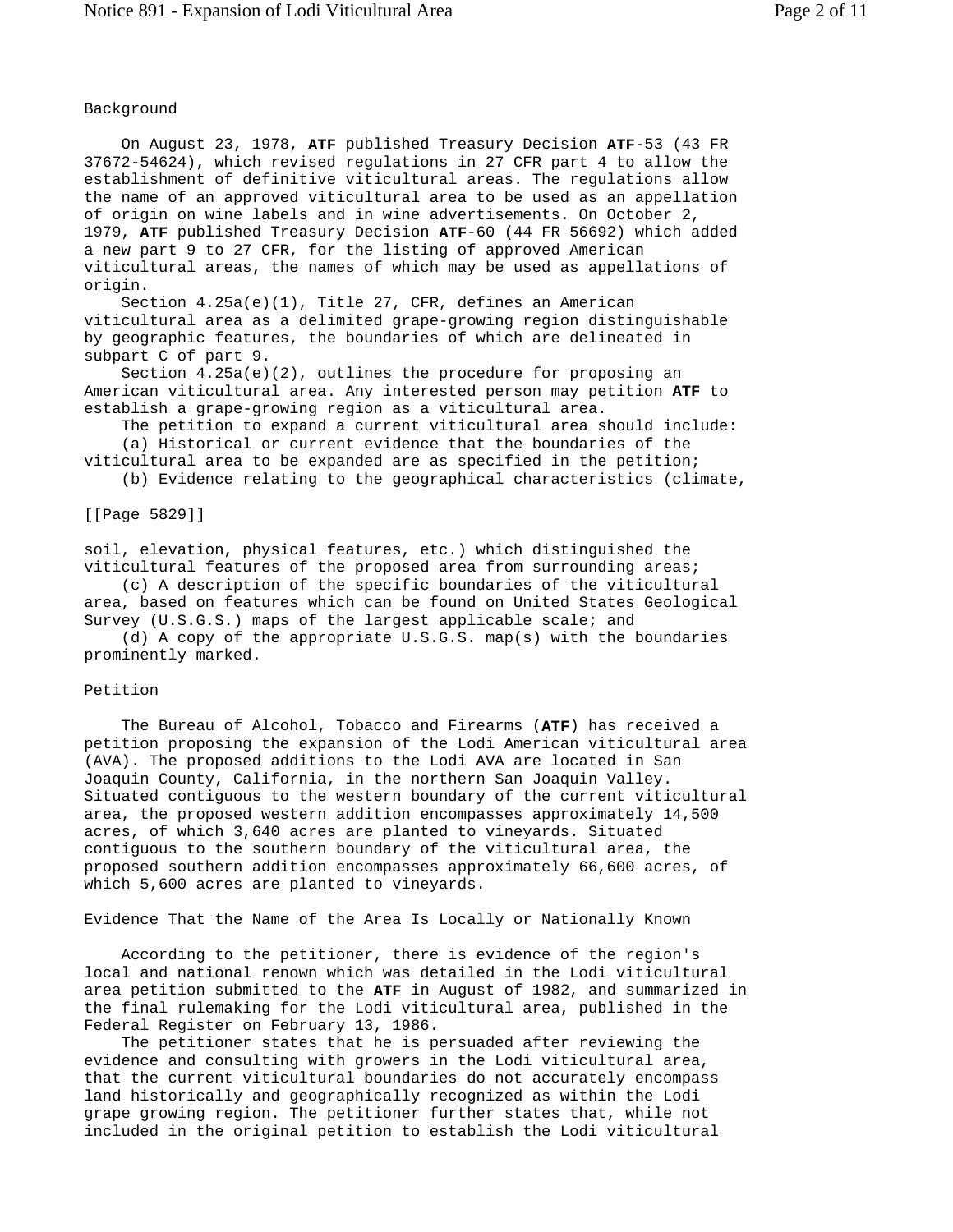## Background

On August 23, 1978, **ATF** published Treasury Decision **ATF**-53 (43 FR 37672-54624), which revised regulations in 27 CFR part 4 to allow the establishment of definitive viticultural areas. The regulations allow the name of an approved viticultural area to be used as an appellation of origin on wine labels and in wine advertisements. On October 2, 1979, **ATF** published Treasury Decision **ATF**-60 (44 FR 56692) which added a new part 9 to 27 CFR, for the listing of approved American viticultural areas, the names of which may be used as appellations of origin.

Section 4.25a(e)(1), Title 27, CFR, defines an American viticultural area as a delimited grape-growing region distinguishable by geographic features, the boundaries of which are delineated in subpart C of part 9.

Section 4.25a(e)(2), outlines the procedure for proposing an American viticultural area. Any interested person may petition **ATF** to establish a grape-growing region as a viticultural area.

The petition to expand a current viticultural area should include:

(a) Historical or current evidence that the boundaries of the viticultural area to be expanded are as specified in the petition;

(b) Evidence relating to the geographical characteristics (climate,

[[Page 5829]]

soil, elevation, physical features, etc.) which distinguished the viticultural features of the proposed area from surrounding areas;

(c) A description of the specific boundaries of the viticultural area, based on features which can be found on United States Geological Survey (U.S.G.S.) maps of the largest applicable scale; and

(d) A copy of the appropriate U.S.G.S. map(s) with the boundaries prominently marked.

## Petition

The Bureau of Alcohol, Tobacco and Firearms (**ATF**) has received a petition proposing the expansion of the Lodi American viticultural area (AVA). The proposed additions to the Lodi AVA are located in San Joaquin County, California, in the northern San Joaquin Valley. Situated contiguous to the western boundary of the current viticultural area, the proposed western addition encompasses approximately 14,500 acres, of which 3,640 acres are planted to vineyards. Situated contiguous to the southern boundary of the viticultural area, the proposed southern addition encompasses approximately 66,600 acres, of which 5,600 acres are planted to vineyards.

## Evidence That the Name of the Area Is Locally or Nationally Known

According to the petitioner, there is evidence of the region's local and national renown which was detailed in the Lodi viticultural area petition submitted to the **ATF** in August of 1982, and summarized in the final rulemaking for the Lodi viticultural area, published in the Federal Register on February 13, 1986.

The petitioner states that he is persuaded after reviewing the evidence and consulting with growers in the Lodi viticultural area, that the current viticultural boundaries do not accurately encompass land historically and geographically recognized as within the Lodi grape growing region. The petitioner further states that, while not included in the original petition to establish the Lodi viticultural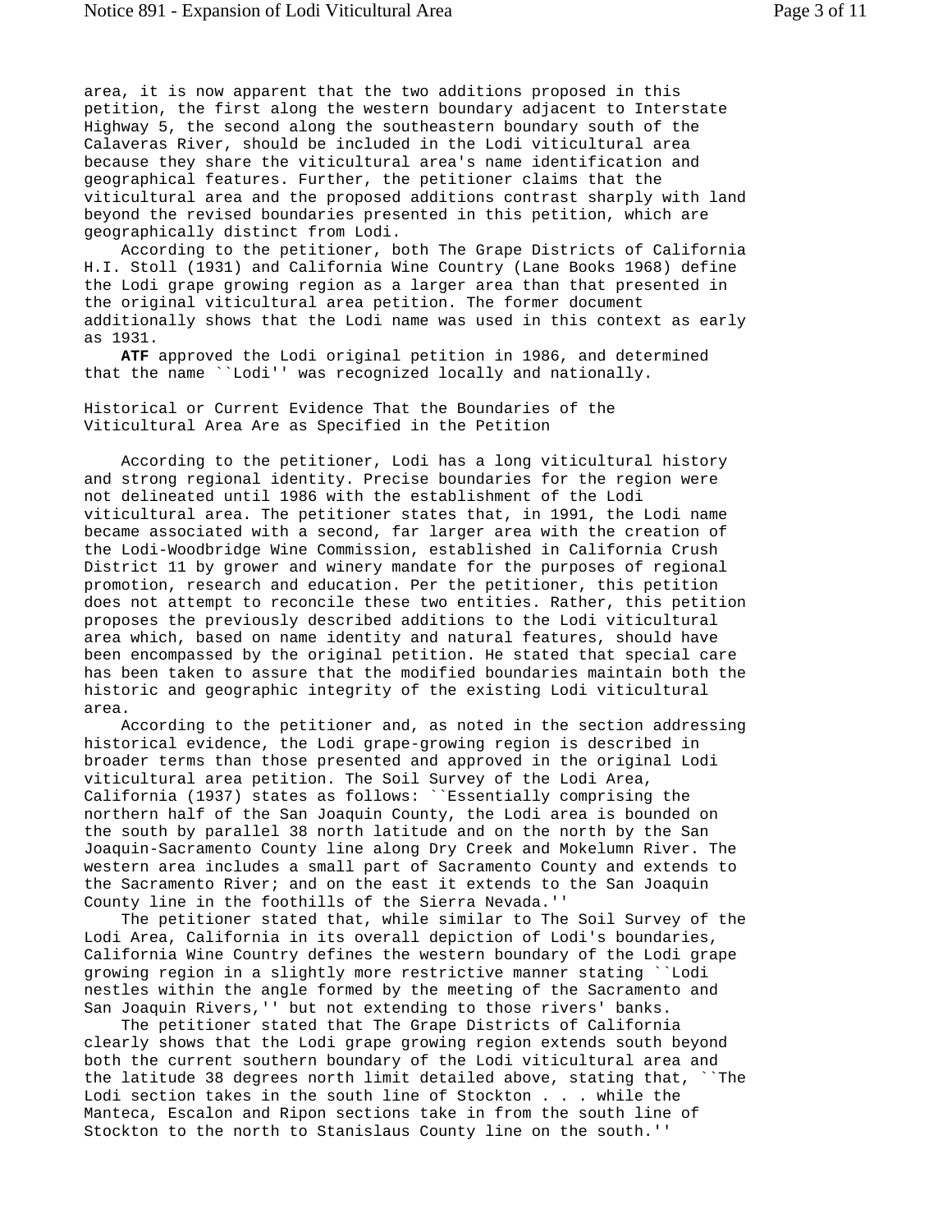area, it is now apparent that the two additions proposed in this petition, the first along the western boundary adjacent to Interstate Highway 5, the second along the southeastern boundary south of the Calaveras River, should be included in the Lodi viticultural area because they share the viticultural area's name identification and geographical features. Further, the petitioner claims that the viticultural area and the proposed additions contrast sharply with land beyond the revised boundaries presented in this petition, which are geographically distinct from Lodi.

According to the petitioner, both The Grape Districts of California H.I. Stoll (1931) and California Wine Country (Lane Books 1968) define the Lodi grape growing region as a larger area than that presented in the original viticultural area petition. The former document additionally shows that the Lodi name was used in this context as early as 1931.

**ATF** approved the Lodi original petition in 1986, and determined that the name ``Lodi'' was recognized locally and nationally.

Historical or Current Evidence That the Boundaries of the Viticultural Area Are as Specified in the Petition

According to the petitioner, Lodi has a long viticultural history and strong regional identity. Precise boundaries for the region were not delineated until 1986 with the establishment of the Lodi viticultural area. The petitioner states that, in 1991, the Lodi name became associated with a second, far larger area with the creation of the Lodi-Woodbridge Wine Commission, established in California Crush District 11 by grower and winery mandate for the purposes of regional promotion, research and education. Per the petitioner, this petition does not attempt to reconcile these two entities. Rather, this petition proposes the previously described additions to the Lodi viticultural area which, based on name identity and natural features, should have been encompassed by the original petition. He stated that special care has been taken to assure that the modified boundaries maintain both the historic and geographic integrity of the existing Lodi viticultural area.

According to the petitioner and, as noted in the section addressing historical evidence, the Lodi grape-growing region is described in broader terms than those presented and approved in the original Lodi viticultural area petition. The Soil Survey of the Lodi Area, California (1937) states as follows: ``Essentially comprising the northern half of the San Joaquin County, the Lodi area is bounded on the south by parallel 38 north latitude and on the north by the San Joaquin-Sacramento County line along Dry Creek and Mokelumn River. The western area includes a small part of Sacramento County and extends to the Sacramento River; and on the east it extends to the San Joaquin County line in the foothills of the Sierra Nevada.''

The petitioner stated that, while similar to The Soil Survey of the Lodi Area, California in its overall depiction of Lodi's boundaries, California Wine Country defines the western boundary of the Lodi grape growing region in a slightly more restrictive manner stating ``Lodi nestles within the angle formed by the meeting of the Sacramento and San Joaquin Rivers,'' but not extending to those rivers' banks.

The petitioner stated that The Grape Districts of California clearly shows that the Lodi grape growing region extends south beyond both the current southern boundary of the Lodi viticultural area and the latitude 38 degrees north limit detailed above, stating that, ``The Lodi section takes in the south line of Stockton . . . while the Manteca, Escalon and Ripon sections take in from the south line of Stockton to the north to Stanislaus County line on the south.''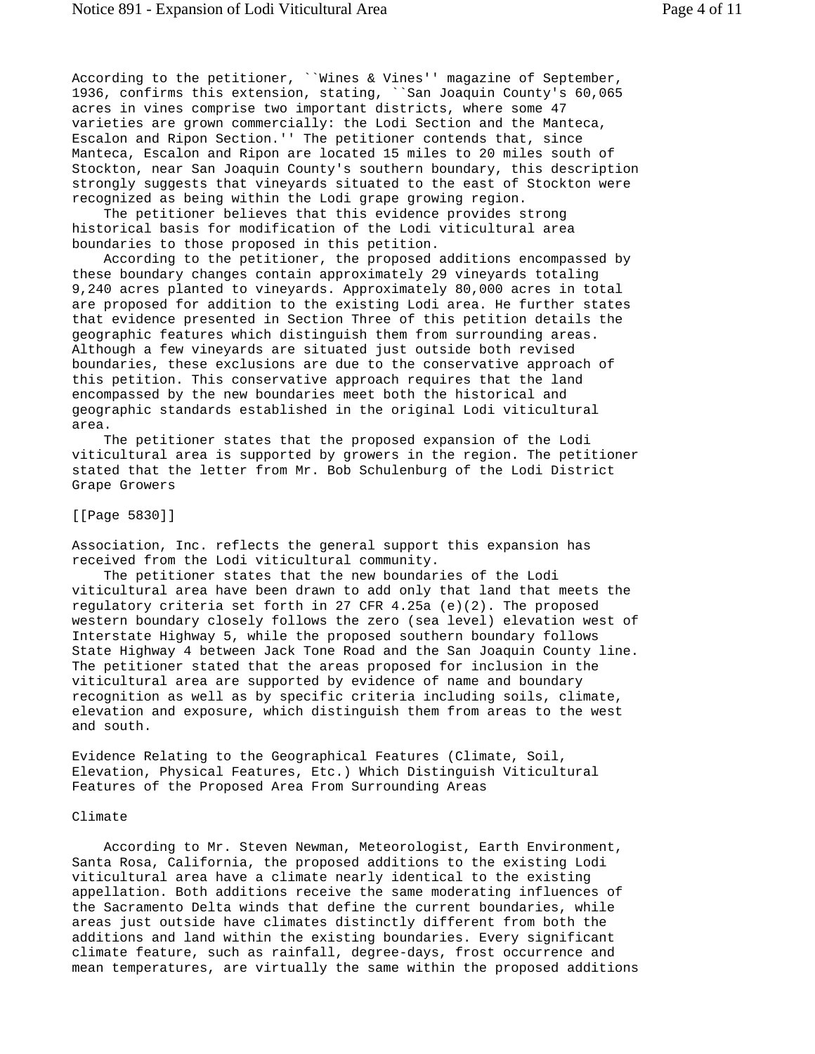According to the petitioner, ``Wines & Vines'' magazine of September, 1936, confirms this extension, stating, ``San Joaquin County's 60,065 acres in vines comprise two important districts, where some 47 varieties are grown commercially: the Lodi Section and the Manteca, Escalon and Ripon Section.'' The petitioner contends that, since Manteca, Escalon and Ripon are located 15 miles to 20 miles south of Stockton, near San Joaquin County's southern boundary, this description strongly suggests that vineyards situated to the east of Stockton were recognized as being within the Lodi grape growing region.

The petitioner believes that this evidence provides strong historical basis for modification of the Lodi viticultural area boundaries to those proposed in this petition.

According to the petitioner, the proposed additions encompassed by these boundary changes contain approximately 29 vineyards totaling 9,240 acres planted to vineyards. Approximately 80,000 acres in total are proposed for addition to the existing Lodi area. He further states that evidence presented in Section Three of this petition details the geographic features which distinguish them from surrounding areas. Although a few vineyards are situated just outside both revised boundaries, these exclusions are due to the conservative approach of this petition. This conservative approach requires that the land encompassed by the new boundaries meet both the historical and geographic standards established in the original Lodi viticultural area.

The petitioner states that the proposed expansion of the Lodi viticultural area is supported by growers in the region. The petitioner stated that the letter from Mr. Bob Schulenburg of the Lodi District Grape Growers

[[Page 5830]]

Association, Inc. reflects the general support this expansion has received from the Lodi viticultural community.

The petitioner states that the new boundaries of the Lodi viticultural area have been drawn to add only that land that meets the regulatory criteria set forth in 27 CFR 4.25a (e)(2). The proposed western boundary closely follows the zero (sea level) elevation west of Interstate Highway 5, while the proposed southern boundary follows State Highway 4 between Jack Tone Road and the San Joaquin County line. The petitioner stated that the areas proposed for inclusion in the viticultural area are supported by evidence of name and boundary recognition as well as by specific criteria including soils, climate, elevation and exposure, which distinguish them from areas to the west and south.

## Evidence Relating to the Geographical Features (Climate, Soil, Elevation, Physical Features, Etc.) Which Distinguish Viticultural Features of the Proposed Area From Surrounding Areas

### Climate

According to Mr. Steven Newman, Meteorologist, Earth Environment, Santa Rosa, California, the proposed additions to the existing Lodi viticultural area have a climate nearly identical to the existing appellation. Both additions receive the same moderating influences of the Sacramento Delta winds that define the current boundaries, while areas just outside have climates distinctly different from both the additions and land within the existing boundaries. Every significant climate feature, such as rainfall, degree-days, frost occurrence and mean temperatures, are virtually the same within the proposed additions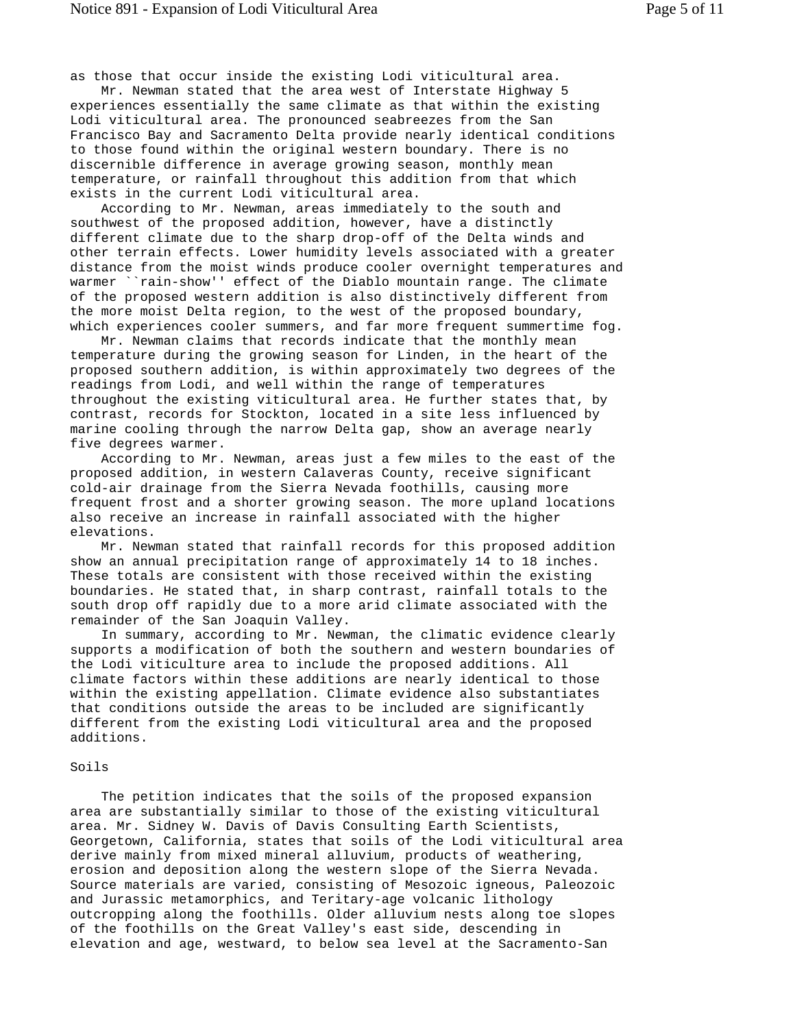as those that occur inside the existing Lodi viticultural area.

Mr. Newman stated that the area west of Interstate Highway 5 experiences essentially the same climate as that within the existing Lodi viticultural area. The pronounced seabreezes from the San Francisco Bay and Sacramento Delta provide nearly identical conditions to those found within the original western boundary. There is no discernible difference in average growing season, monthly mean temperature, or rainfall throughout this addition from that which exists in the current Lodi viticultural area.

According to Mr. Newman, areas immediately to the south and southwest of the proposed addition, however, have a distinctly different climate due to the sharp drop-off of the Delta winds and other terrain effects. Lower humidity levels associated with a greater distance from the moist winds produce cooler overnight temperatures and warmer ``rain-show'' effect of the Diablo mountain range. The climate of the proposed western addition is also distinctively different from the more moist Delta region, to the west of the proposed boundary, which experiences cooler summers, and far more frequent summertime fog.

Mr. Newman claims that records indicate that the monthly mean temperature during the growing season for Linden, in the heart of the proposed southern addition, is within approximately two degrees of the readings from Lodi, and well within the range of temperatures throughout the existing viticultural area. He further states that, by contrast, records for Stockton, located in a site less influenced by marine cooling through the narrow Delta gap, show an average nearly five degrees warmer.

According to Mr. Newman, areas just a few miles to the east of the proposed addition, in western Calaveras County, receive significant cold-air drainage from the Sierra Nevada foothills, causing more frequent frost and a shorter growing season. The more upland locations also receive an increase in rainfall associated with the higher elevations.

Mr. Newman stated that rainfall records for this proposed addition show an annual precipitation range of approximately 14 to 18 inches. These totals are consistent with those received within the existing boundaries. He stated that, in sharp contrast, rainfall totals to the south drop off rapidly due to a more arid climate associated with the remainder of the San Joaquin Valley.

In summary, according to Mr. Newman, the climatic evidence clearly supports a modification of both the southern and western boundaries of the Lodi viticulture area to include the proposed additions. All climate factors within these additions are nearly identical to those within the existing appellation. Climate evidence also substantiates that conditions outside the areas to be included are significantly different from the existing Lodi viticultural area and the proposed additions.

Soils

The petition indicates that the soils of the proposed expansion area are substantially similar to those of the existing viticultural area. Mr. Sidney W. Davis of Davis Consulting Earth Scientists, Georgetown, California, states that soils of the Lodi viticultural area derive mainly from mixed mineral alluvium, products of weathering, erosion and deposition along the western slope of the Sierra Nevada. Source materials are varied, consisting of Mesozoic igneous, Paleozoic and Jurassic metamorphics, and Teritary-age volcanic lithology outcropping along the foothills. Older alluvium nests along toe slopes of the foothills on the Great Valley's east side, descending in elevation and age, westward, to below sea level at the Sacramento-San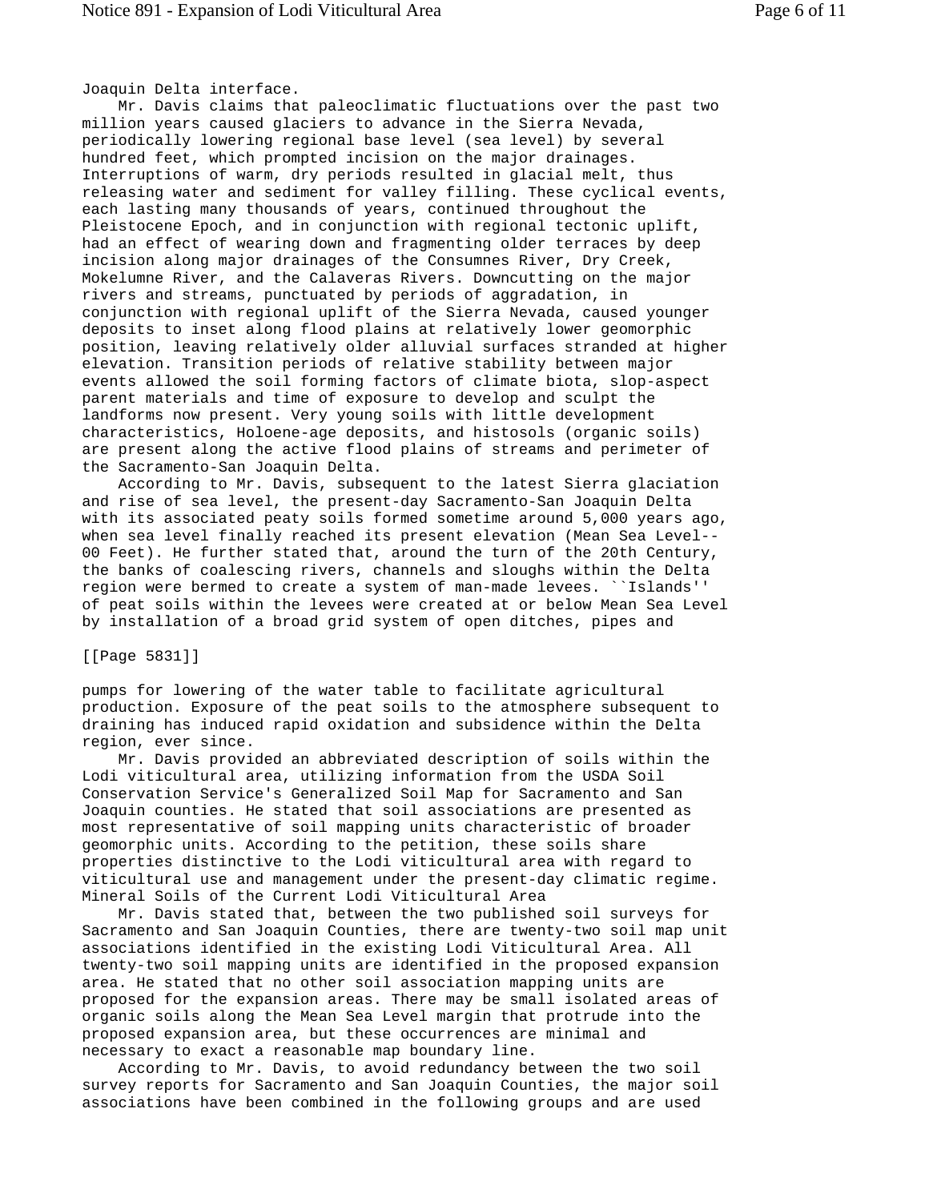Joaquin Delta interface.

Mr. Davis claims that paleoclimatic fluctuations over the past two million years caused glaciers to advance in the Sierra Nevada, periodically lowering regional base level (sea level) by several hundred feet, which prompted incision on the major drainages. Interruptions of warm, dry periods resulted in glacial melt, thus releasing water and sediment for valley filling. These cyclical events, each lasting many thousands of years, continued throughout the Pleistocene Epoch, and in conjunction with regional tectonic uplift, had an effect of wearing down and fragmenting older terraces by deep incision along major drainages of the Consumnes River, Dry Creek, Mokelumne River, and the Calaveras Rivers. Downcutting on the major rivers and streams, punctuated by periods of aggradation, in conjunction with regional uplift of the Sierra Nevada, caused younger deposits to inset along flood plains at relatively lower geomorphic position, leaving relatively older alluvial surfaces stranded at higher elevation. Transition periods of relative stability between major events allowed the soil forming factors of climate biota, slop-aspect parent materials and time of exposure to develop and sculpt the landforms now present. Very young soils with little development characteristics, Holoene-age deposits, and histosols (organic soils) are present along the active flood plains of streams and perimeter of the Sacramento-San Joaquin Delta.

According to Mr. Davis, subsequent to the latest Sierra glaciation and rise of sea level, the present-day Sacramento-San Joaquin Delta with its associated peaty soils formed sometime around 5,000 years ago, when sea level finally reached its present elevation (Mean Sea Level--00 Feet). He further stated that, around the turn of the 20th Century, the banks of coalescing rivers, channels and sloughs within the Delta region were bermed to create a system of man-made levees. ``Islands'' of peat soils within the levees were created at or below Mean Sea Level by installation of a broad grid system of open ditches, pipes and

[[Page 5831]]

pumps for lowering of the water table to facilitate agricultural production. Exposure of the peat soils to the atmosphere subsequent to draining has induced rapid oxidation and subsidence within the Delta region, ever since.

Mr. Davis provided an abbreviated description of soils within the Lodi viticultural area, utilizing information from the USDA Soil Conservation Service's Generalized Soil Map for Sacramento and San Joaquin counties. He stated that soil associations are presented as most representative of soil mapping units characteristic of broader geomorphic units. According to the petition, these soils share properties distinctive to the Lodi viticultural area with regard to viticultural use and management under the present-day climatic regime.

Mineral Soils of the Current Lodi Viticultural Area

Mr. Davis stated that, between the two published soil surveys for Sacramento and San Joaquin Counties, there are twenty-two soil map unit associations identified in the existing Lodi Viticultural Area. All twenty-two soil mapping units are identified in the proposed expansion area. He stated that no other soil association mapping units are proposed for the expansion areas. There may be small isolated areas of organic soils along the Mean Sea Level margin that protrude into the proposed expansion area, but these occurrences are minimal and necessary to exact a reasonable map boundary line.

According to Mr. Davis, to avoid redundancy between the two soil survey reports for Sacramento and San Joaquin Counties, the major soil associations have been combined in the following groups and are used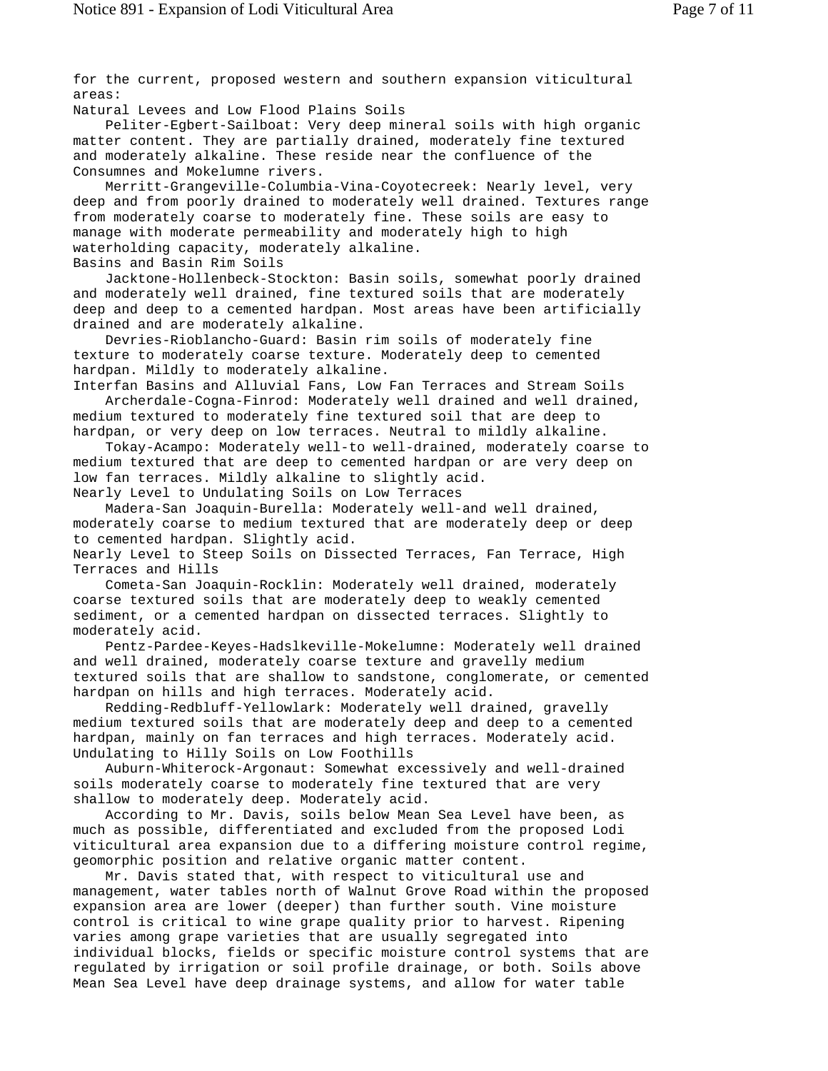for the current, proposed western and southern expansion viticultural areas:

Natural Levees and Low Flood Plains Soils

Peliter-Egbert-Sailboat: Very deep mineral soils with high organic matter content. They are partially drained, moderately fine textured and moderately alkaline. These reside near the confluence of the Consumnes and Mokelumne rivers.

Merritt-Grangeville-Columbia-Vina-Coyotecreek: Nearly level, very deep and from poorly drained to moderately well drained. Textures range from moderately coarse to moderately fine. These soils are easy to manage with moderate permeability and moderately high to high waterholding capacity, moderately alkaline.

Basins and Basin Rim Soils

Jacktone-Hollenbeck-Stockton: Basin soils, somewhat poorly drained and moderately well drained, fine textured soils that are moderately deep and deep to a cemented hardpan. Most areas have been artificially drained and are moderately alkaline.

Devries-Rioblancho-Guard: Basin rim soils of moderately fine texture to moderately coarse texture. Moderately deep to cemented hardpan. Mildly to moderately alkaline.

Interfan Basins and Alluvial Fans, Low Fan Terraces and Stream Soils

Archerdale-Cogna-Finrod: Moderately well drained and well drained, medium textured to moderately fine textured soil that are deep to hardpan, or very deep on low terraces. Neutral to mildly alkaline.

Tokay-Acampo: Moderately well-to well-drained, moderately coarse to medium textured that are deep to cemented hardpan or are very deep on low fan terraces. Mildly alkaline to slightly acid.

Nearly Level to Undulating Soils on Low Terraces

Madera-San Joaquin-Burella: Moderately well-and well drained, moderately coarse to medium textured that are moderately deep or deep to cemented hardpan. Slightly acid.

Nearly Level to Steep Soils on Dissected Terraces, Fan Terrace, High Terraces and Hills

Cometa-San Joaquin-Rocklin: Moderately well drained, moderately coarse textured soils that are moderately deep to weakly cemented sediment, or a cemented hardpan on dissected terraces. Slightly to moderately acid.

Pentz-Pardee-Keyes-Hadslkeville-Mokelumne: Moderately well drained and well drained, moderately coarse texture and gravelly medium textured soils that are shallow to sandstone, conglomerate, or cemented hardpan on hills and high terraces. Moderately acid.

Redding-Redbluff-Yellowlark: Moderately well drained, gravelly medium textured soils that are moderately deep and deep to a cemented hardpan, mainly on fan terraces and high terraces. Moderately acid.

Undulating to Hilly Soils on Low Foothills

Auburn-Whiterock-Argonaut: Somewhat excessively and well-drained soils moderately coarse to moderately fine textured that are very shallow to moderately deep. Moderately acid.

According to Mr. Davis, soils below Mean Sea Level have been, as much as possible, differentiated and excluded from the proposed Lodi viticultural area expansion due to a differing moisture control regime, geomorphic position and relative organic matter content.

Mr. Davis stated that, with respect to viticultural use and management, water tables north of Walnut Grove Road within the proposed expansion area are lower (deeper) than further south. Vine moisture control is critical to wine grape quality prior to harvest. Ripening varies among grape varieties that are usually segregated into individual blocks, fields or specific moisture control systems that are regulated by irrigation or soil profile drainage, or both. Soils above Mean Sea Level have deep drainage systems, and allow for water table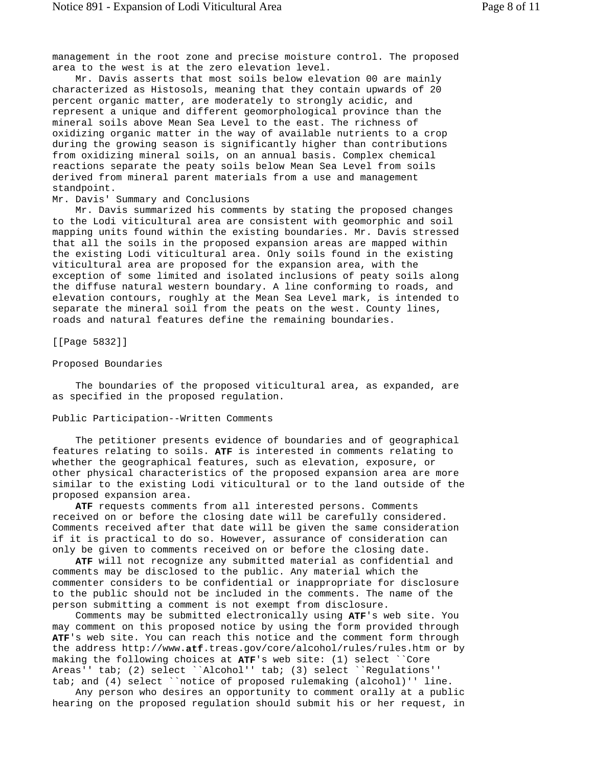management in the root zone and precise moisture control. The proposed area to the west is at the zero elevation level.

Mr. Davis asserts that most soils below elevation 00 are mainly characterized as Histosols, meaning that they contain upwards of 20 percent organic matter, are moderately to strongly acidic, and represent a unique and different geomorphological province than the mineral soils above Mean Sea Level to the east. The richness of oxidizing organic matter in the way of available nutrients to a crop during the growing season is significantly higher than contributions from oxidizing mineral soils, on an annual basis. Complex chemical reactions separate the peaty soils below Mean Sea Level from soils derived from mineral parent materials from a use and management standpoint.

Mr. Davis' Summary and Conclusions

Mr. Davis summarized his comments by stating the proposed changes to the Lodi viticultural area are consistent with geomorphic and soil mapping units found within the existing boundaries. Mr. Davis stressed that all the soils in the proposed expansion areas are mapped within the existing Lodi viticultural area. Only soils found in the existing viticultural area are proposed for the expansion area, with the exception of some limited and isolated inclusions of peaty soils along the diffuse natural western boundary. A line conforming to roads, and elevation contours, roughly at the Mean Sea Level mark, is intended to separate the mineral soil from the peats on the west. County lines, roads and natural features define the remaining boundaries.

[[Page 5832]]

Proposed Boundaries

The boundaries of the proposed viticultural area, as expanded, are as specified in the proposed regulation.

Public Participation--Written Comments

The petitioner presents evidence of boundaries and of geographical features relating to soils. **ATF** is interested in comments relating to whether the geographical features, such as elevation, exposure, or other physical characteristics of the proposed expansion area are more similar to the existing Lodi viticultural or to the land outside of the proposed expansion area.

**ATF** requests comments from all interested persons. Comments received on or before the closing date will be carefully considered. Comments received after that date will be given the same consideration if it is practical to do so. However, assurance of consideration can only be given to comments received on or before the closing date.

**ATF** will not recognize any submitted material as confidential and comments may be disclosed to the public. Any material which the commenter considers to be confidential or inappropriate for disclosure to the public should not be included in the comments. The name of the person submitting a comment is not exempt from disclosure.

Comments may be submitted electronically using **ATF**'s web site. You may comment on this proposed notice by using the form provided through **ATF**'s web site. You can reach this notice and the comment form through the address http://www.**atf**.treas.gov/core/alcohol/rules/rules.htm or by making the following choices at **ATF**'s web site: (1) select ``Core Areas'' tab; (2) select ``Alcohol'' tab; (3) select ``Regulations'' tab; and (4) select ``notice of proposed rulemaking (alcohol)'' line.

Any person who desires an opportunity to comment orally at a public hearing on the proposed regulation should submit his or her request, in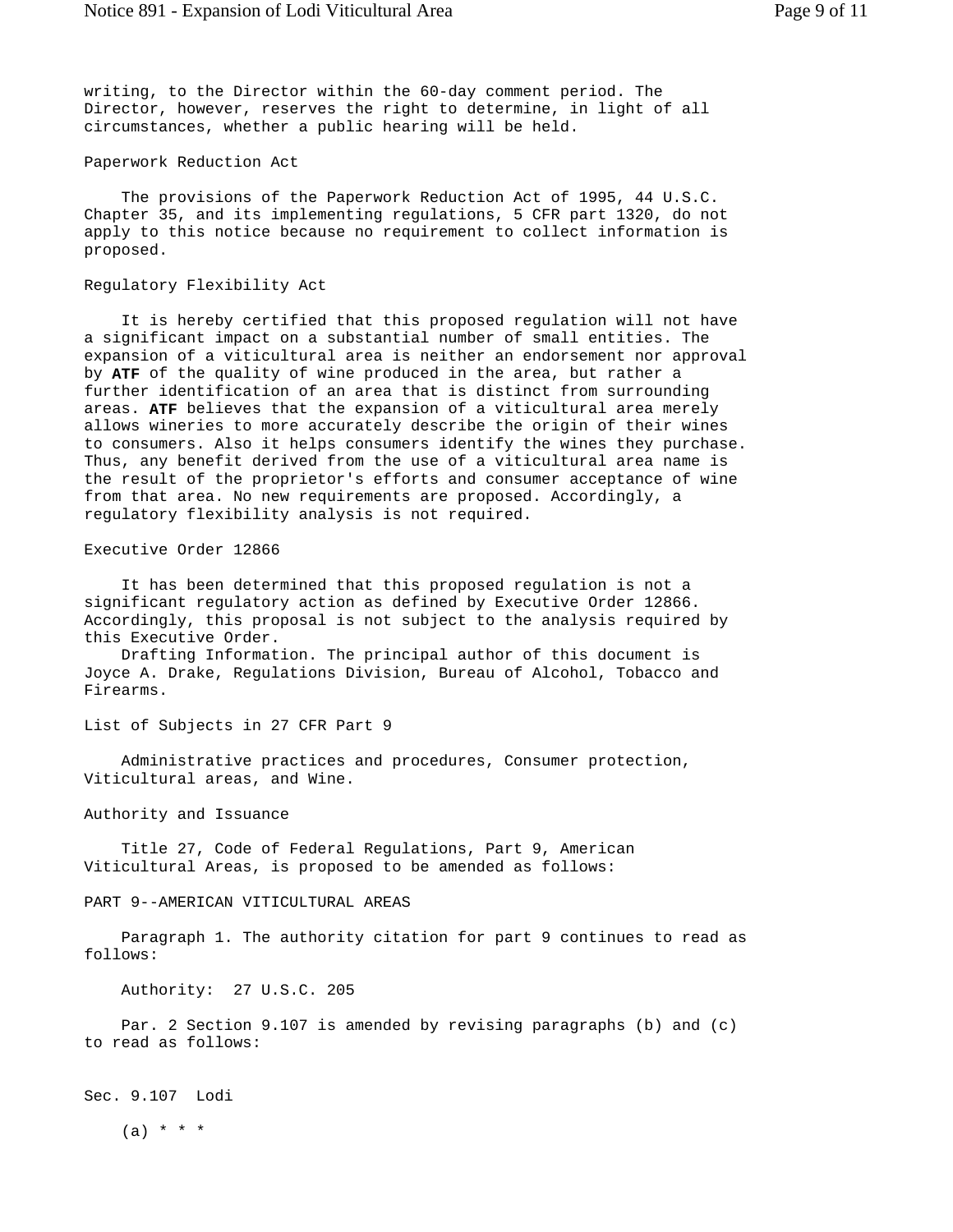writing, to the Director within the 60-day comment period. The Director, however, reserves the right to determine, in light of all circumstances, whether a public hearing will be held.

Paperwork Reduction Act

The provisions of the Paperwork Reduction Act of 1995, 44 U.S.C. Chapter 35, and its implementing regulations, 5 CFR part 1320, do not apply to this notice because no requirement to collect information is proposed.

Regulatory Flexibility Act

It is hereby certified that this proposed regulation will not have a significant impact on a substantial number of small entities. The expansion of a viticultural area is neither an endorsement nor approval by **ATF** of the quality of wine produced in the area, but rather a further identification of an area that is distinct from surrounding areas. **ATF** believes that the expansion of a viticultural area merely allows wineries to more accurately describe the origin of their wines to consumers. Also it helps consumers identify the wines they purchase. Thus, any benefit derived from the use of a viticultural area name is the result of the proprietor's efforts and consumer acceptance of wine from that area. No new requirements are proposed. Accordingly, a regulatory flexibility analysis is not required.

Executive Order 12866

It has been determined that this proposed regulation is not a significant regulatory action as defined by Executive Order 12866. Accordingly, this proposal is not subject to the analysis required by this Executive Order.

Drafting Information. The principal author of this document is Joyce A. Drake, Regulations Division, Bureau of Alcohol, Tobacco and Firearms.

List of Subjects in 27 CFR Part 9

Administrative practices and procedures, Consumer protection, Viticultural areas, and Wine.

Authority and Issuance

Title 27, Code of Federal Regulations, Part 9, American Viticultural Areas, is proposed to be amended as follows:

PART 9--AMERICAN VITICULTURAL AREAS

Paragraph 1. The authority citation for part 9 continues to read as follows:

Authority: 27 U.S.C. 205

Par. 2 Section 9.107 is amended by revising paragraphs (b) and (c) to read as follows:

Sec. 9.107 Lodi

(a) * * *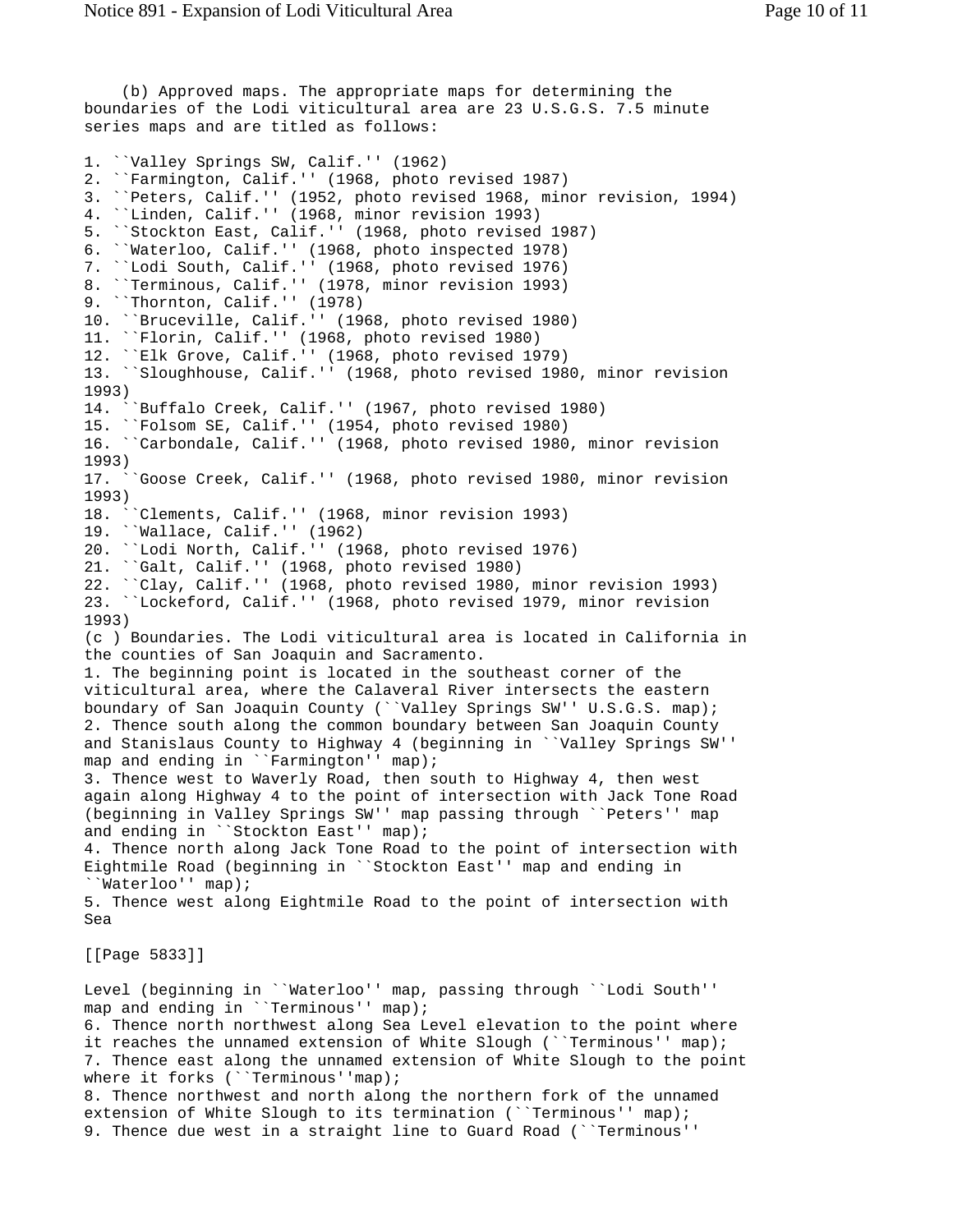(b) Approved maps. The appropriate maps for determining the boundaries of the Lodi viticultural area are 23 U.S.G.S. 7.5 minute series maps and are titled as follows:

1. ``Valley Springs SW, Calif.'' (1962)
2. ``Farmington, Calif.'' (1968, photo revised 1987)
3. ``Peters, Calif.'' (1952, photo revised 1968, minor revision, 1994)
4. ``Linden, Calif.'' (1968, minor revision 1993)
5. ``Stockton East, Calif.'' (1968, photo revised 1987)
6. ``Waterloo, Calif.'' (1968, photo inspected 1978)
7. ``Lodi South, Calif.'' (1968, photo revised 1976)
8. ``Terminous, Calif.'' (1978, minor revision 1993)
9. ``Thornton, Calif.'' (1978)
10. ``Bruceville, Calif.'' (1968, photo revised 1980)
11. ``Florin, Calif.'' (1968, photo revised 1980)
12. ``Elk Grove, Calif.'' (1968, photo revised 1979)
13. ``Sloughhouse, Calif.'' (1968, photo revised 1980, minor revision 1993)
14. ``Buffalo Creek, Calif.'' (1967, photo revised 1980)
15. ``Folsom SE, Calif.'' (1954, photo revised 1980)
16. ``Carbondale, Calif.'' (1968, photo revised 1980, minor revision 1993)
17. ``Goose Creek, Calif.'' (1968, photo revised 1980, minor revision 1993)
18. ``Clements, Calif.'' (1968, minor revision 1993)
19. ``Wallace, Calif.'' (1962)
20. ``Lodi North, Calif.'' (1968, photo revised 1976)
21. ``Galt, Calif.'' (1968, photo revised 1980)
22. ``Clay, Calif.'' (1968, photo revised 1980, minor revision 1993)
23. ``Lockeford, Calif.'' (1968, photo revised 1979, minor revision 1993)

(c ) Boundaries. The Lodi viticultural area is located in California in the counties of San Joaquin and Sacramento.

1. The beginning point is located in the southeast corner of the viticultural area, where the Calaveral River intersects the eastern boundary of San Joaquin County (``Valley Springs SW'' U.S.G.S. map);
2. Thence south along the common boundary between San Joaquin County and Stanislaus County to Highway 4 (beginning in ``Valley Springs SW'' map and ending in ``Farmington'' map);
3. Thence west to Waverly Road, then south to Highway 4, then west again along Highway 4 to the point of intersection with Jack Tone Road (beginning in Valley Springs SW'' map passing through ``Peters'' map and ending in ``Stockton East'' map);
4. Thence north along Jack Tone Road to the point of intersection with Eightmile Road (beginning in ``Stockton East'' map and ending in ``Waterloo'' map);
5. Thence west along Eightmile Road to the point of intersection with Sea

[[Page 5833]]

Level (beginning in ``Waterloo'' map, passing through ``Lodi South'' map and ending in ``Terminous'' map);
6. Thence north northwest along Sea Level elevation to the point where it reaches the unnamed extension of White Slough (``Terminous'' map);
7. Thence east along the unnamed extension of White Slough to the point where it forks (``Terminous''map);
8. Thence northwest and north along the northern fork of the unnamed extension of White Slough to its termination (``Terminous'' map);
9. Thence due west in a straight line to Guard Road (``Terminous''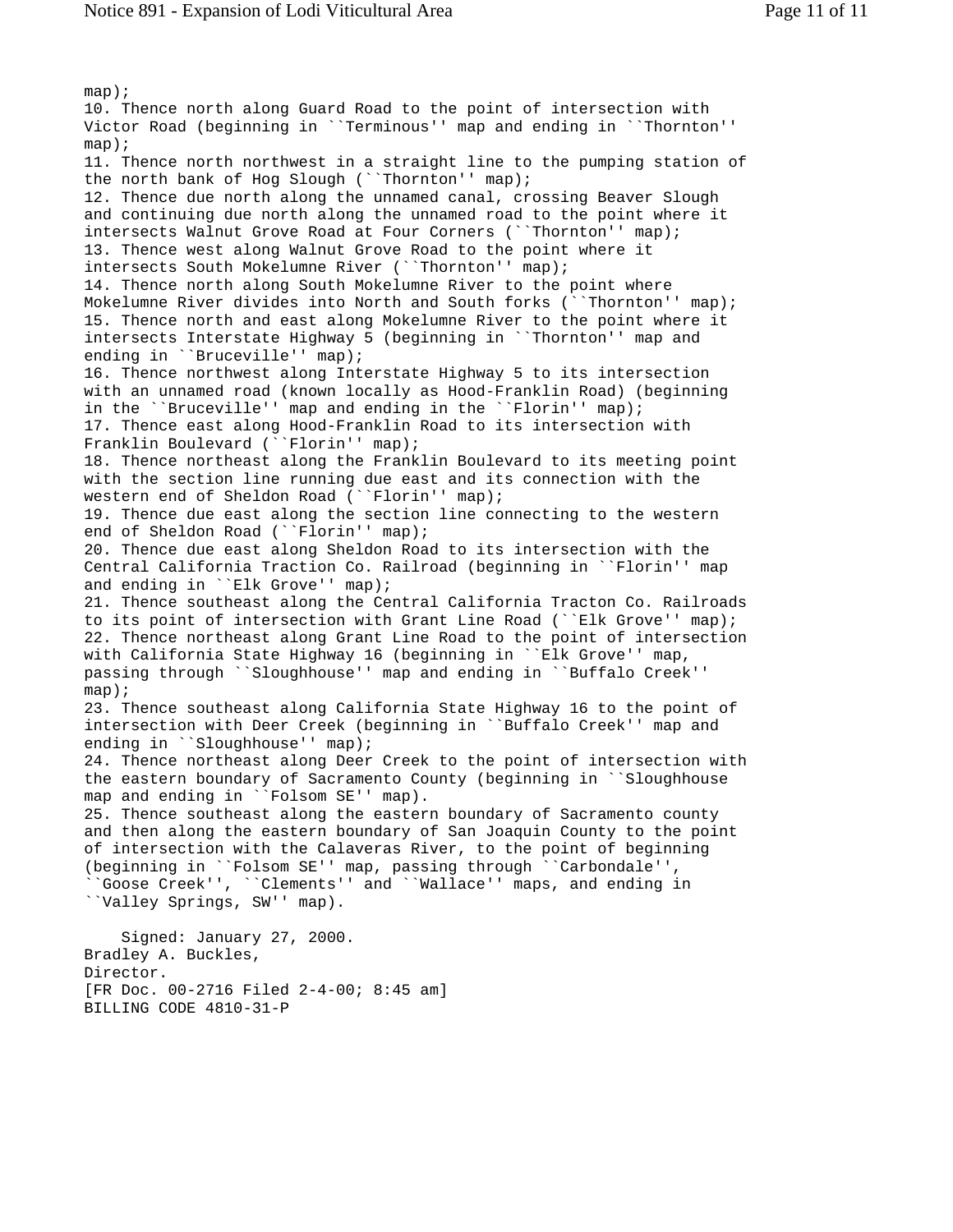map);
10. Thence north along Guard Road to the point of intersection with Victor Road (beginning in ``Terminous'' map and ending in ``Thornton'' map);
11. Thence north northwest in a straight line to the pumping station of the north bank of Hog Slough (``Thornton'' map);
12. Thence due north along the unnamed canal, crossing Beaver Slough and continuing due north along the unnamed road to the point where it intersects Walnut Grove Road at Four Corners (``Thornton'' map);
13. Thence west along Walnut Grove Road to the point where it intersects South Mokelumne River (``Thornton'' map);
14. Thence north along South Mokelumne River to the point where Mokelumne River divides into North and South forks (``Thornton'' map);
15. Thence north and east along Mokelumne River to the point where it intersects Interstate Highway 5 (beginning in ``Thornton'' map and ending in ``Bruceville'' map);
16. Thence northwest along Interstate Highway 5 to its intersection with an unnamed road (known locally as Hood-Franklin Road) (beginning in the ``Bruceville'' map and ending in the ``Florin'' map);
17. Thence east along Hood-Franklin Road to its intersection with Franklin Boulevard (``Florin'' map);
18. Thence northeast along the Franklin Boulevard to its meeting point with the section line running due east and its connection with the western end of Sheldon Road (``Florin'' map);
19. Thence due east along the section line connecting to the western end of Sheldon Road (``Florin'' map);
20. Thence due east along Sheldon Road to its intersection with the Central California Traction Co. Railroad (beginning in ``Florin'' map and ending in ``Elk Grove'' map);
21. Thence southeast along the Central California Tracton Co. Railroads to its point of intersection with Grant Line Road (``Elk Grove'' map);
22. Thence northeast along Grant Line Road to the point of intersection with California State Highway 16 (beginning in ``Elk Grove'' map, passing through ``Sloughhouse'' map and ending in ``Buffalo Creek'' map);
23. Thence southeast along California State Highway 16 to the point of intersection with Deer Creek (beginning in ``Buffalo Creek'' map and ending in ``Sloughhouse'' map);
24. Thence northeast along Deer Creek to the point of intersection with the eastern boundary of Sacramento County (beginning in ``Sloughhouse map and ending in ``Folsom SE'' map).
25. Thence southeast along the eastern boundary of Sacramento county and then along the eastern boundary of San Joaquin County to the point of intersection with the Calaveras River, to the point of beginning (beginning in ``Folsom SE'' map, passing through ``Carbondale'', ``Goose Creek'', ``Clements'' and ``Wallace'' maps, and ending in ``Valley Springs, SW'' map).

Signed: January 27, 2000.
Bradley A. Buckles,
Director.
[FR Doc. 00-2716 Filed 2-4-00; 8:45 am]
BILLING CODE 4810-31-P